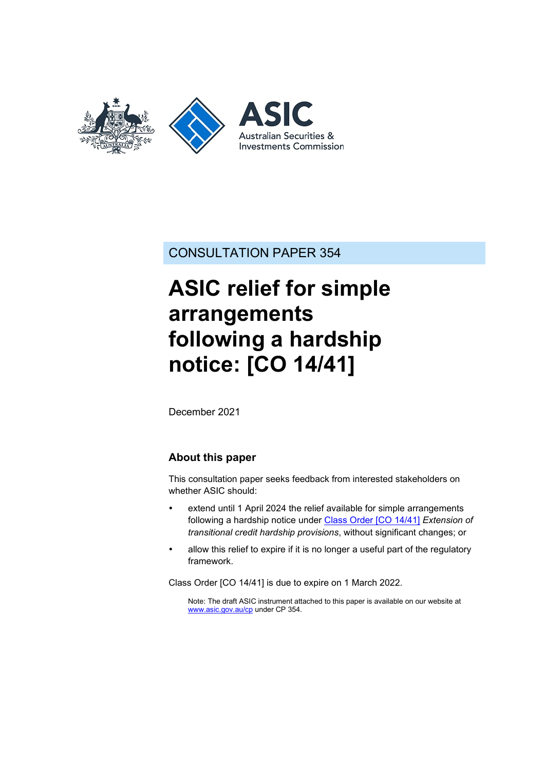CONSULTATION PAPER 354

# ASIC relief for simple arrangements following a hardship notice: [CO 14/41]

December 2021

## About this paper

This consultation paper seeks feedback from interested stakeholders on whether ASIC should:

- extend until 1 April 2024 the relief available for simple arrangements following a hardship notice under Class Order [CO 14/41] *Extension of transitional credit hardship provisions*, without significant changes; or
- allow this relief to expire if it is no longer a useful part of the regulatory framework.

Class Order [CO 14/41] is due to expire on 1 March 2022.

Note: The draft ASIC instrument attached to this paper is available on our website at www.asic.gov.au/cp under CP 354.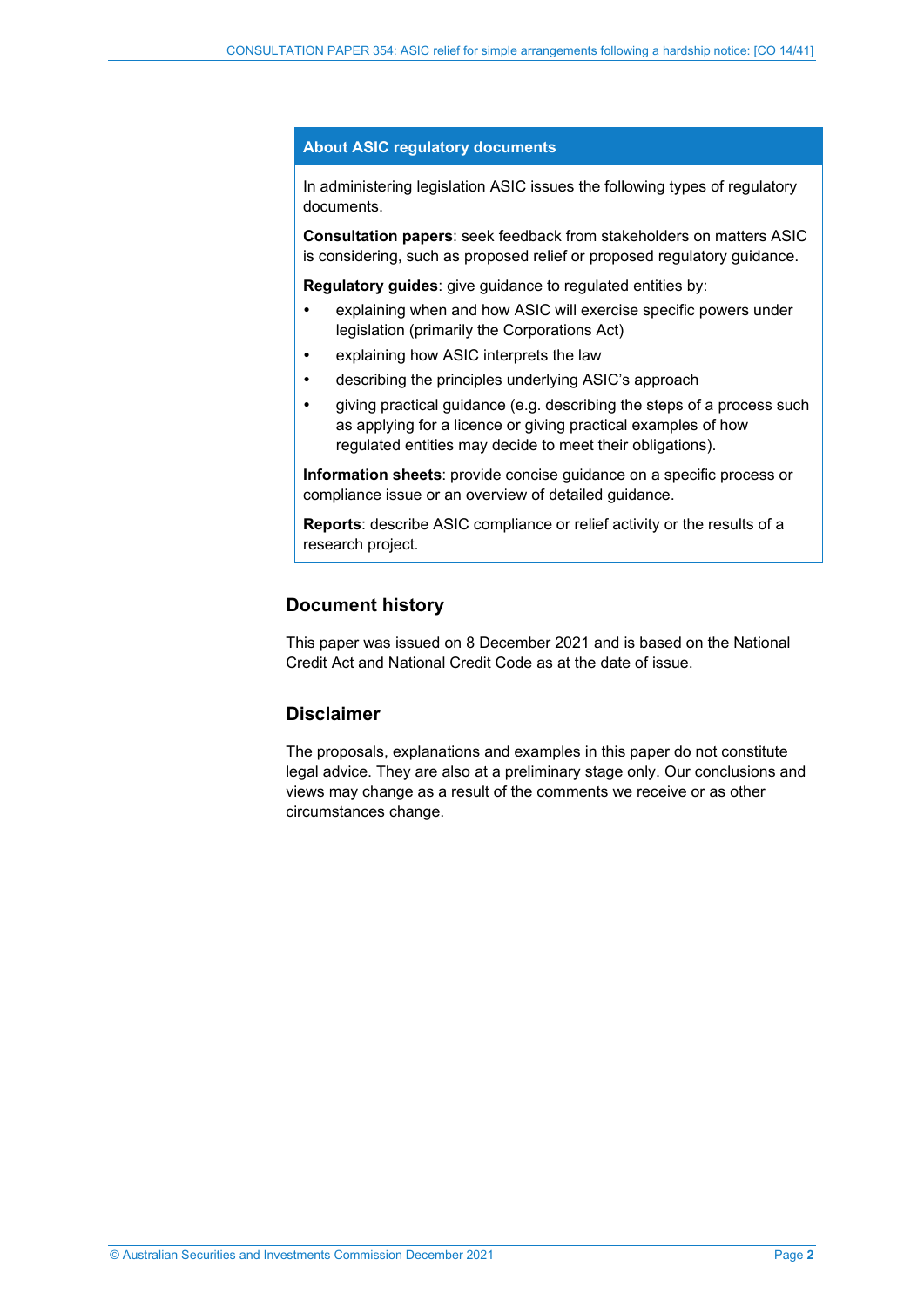## About ASIC regulatory documents

In administering legislation ASIC issues the following types of regulatory documents.

**Consultation papers**: seek feedback from stakeholders on matters ASIC is considering, such as proposed relief or proposed regulatory guidance.

**Regulatory guides**: give guidance to regulated entities by:

- explaining when and how ASIC will exercise specific powers under legislation (primarily the Corporations Act)
- explaining how ASIC interprets the law
- describing the principles underlying ASIC's approach
- giving practical guidance (e.g. describing the steps of a process such as applying for a licence or giving practical examples of how regulated entities may decide to meet their obligations).

**Information sheets**: provide concise guidance on a specific process or compliance issue or an overview of detailed guidance.

**Reports**: describe ASIC compliance or relief activity or the results of a research project.

## Document history

This paper was issued on 8 December 2021 and is based on the National Credit Act and National Credit Code as at the date of issue.

## Disclaimer

The proposals, explanations and examples in this paper do not constitute legal advice. They are also at a preliminary stage only. Our conclusions and views may change as a result of the comments we receive or as other circumstances change.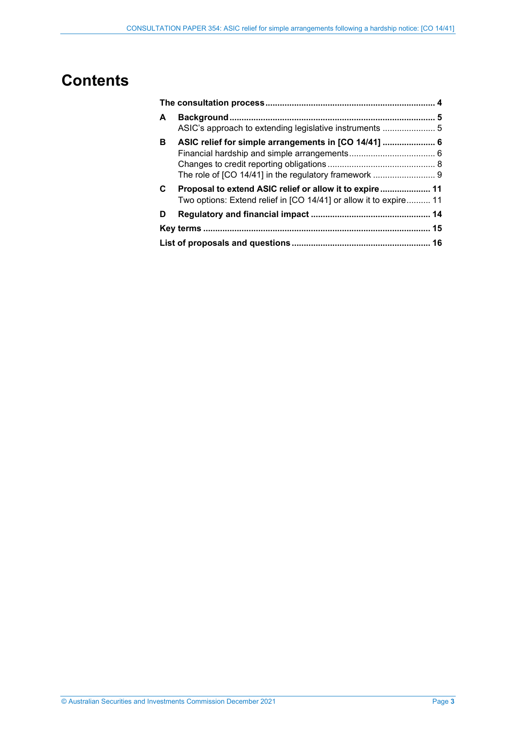# Contents

**The consultation process** .... **4**

**A Background** .... **5**
- ASIC's approach to extending legislative instruments .... 5

**B ASIC relief for simple arrangements in [CO 14/41]** .... **6**
- Financial hardship and simple arrangements .... 6
- Changes to credit reporting obligations .... 8
- The role of [CO 14/41] in the regulatory framework .... 9

**C Proposal to extend ASIC relief or allow it to expire** .... **11**
- Two options: Extend relief in [CO 14/41] or allow it to expire .... 11

**D Regulatory and financial impact** .... **14**

**Key terms** .... **15**

**List of proposals and questions** .... **16**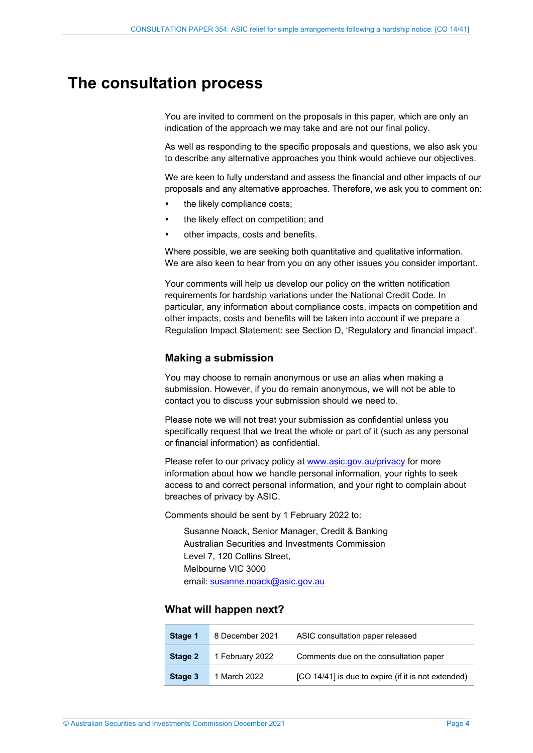# The consultation process

You are invited to comment on the proposals in this paper, which are only an indication of the approach we may take and are not our final policy.

As well as responding to the specific proposals and questions, we also ask you to describe any alternative approaches you think would achieve our objectives.

We are keen to fully understand and assess the financial and other impacts of our proposals and any alternative approaches. Therefore, we ask you to comment on:

- the likely compliance costs;
- the likely effect on competition; and
- other impacts, costs and benefits.

Where possible, we are seeking both quantitative and qualitative information. We are also keen to hear from you on any other issues you consider important.

Your comments will help us develop our policy on the written notification requirements for hardship variations under the National Credit Code. In particular, any information about compliance costs, impacts on competition and other impacts, costs and benefits will be taken into account if we prepare a Regulation Impact Statement: see Section D, 'Regulatory and financial impact'.

## Making a submission

You may choose to remain anonymous or use an alias when making a submission. However, if you do remain anonymous, we will not be able to contact you to discuss your submission should we need to.

Please note we will not treat your submission as confidential unless you specifically request that we treat the whole or part of it (such as any personal or financial information) as confidential.

Please refer to our privacy policy at www.asic.gov.au/privacy for more information about how we handle personal information, your rights to seek access to and correct personal information, and your right to complain about breaches of privacy by ASIC.

Comments should be sent by 1 February 2022 to:

Susanne Noack, Senior Manager, Credit & Banking
Australian Securities and Investments Commission
Level 7, 120 Collins Street,
Melbourne VIC 3000
email: susanne.noack@asic.gov.au

## What will happen next?

| | | |
|---|---|---|
| **Stage 1** | 8 December 2021 | ASIC consultation paper released |
| **Stage 2** | 1 February 2022 | Comments due on the consultation paper |
| **Stage 3** | 1 March 2022 | [CO 14/41] is due to expire (if it is not extended) |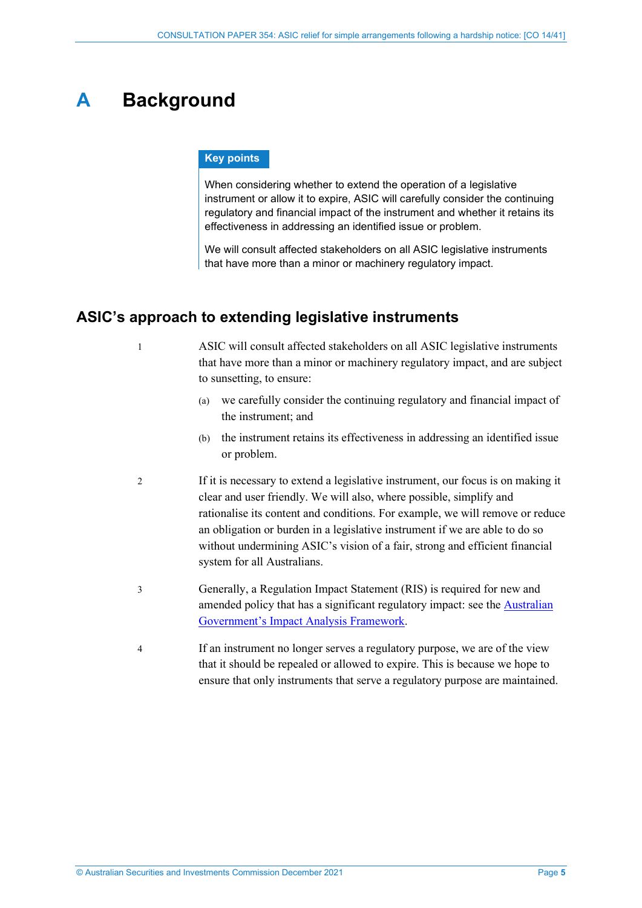# A Background

**Key points**

When considering whether to extend the operation of a legislative instrument or allow it to expire, ASIC will carefully consider the continuing regulatory and financial impact of the instrument and whether it retains its effectiveness in addressing an identified issue or problem.

We will consult affected stakeholders on all ASIC legislative instruments that have more than a minor or machinery regulatory impact.

## ASIC's approach to extending legislative instruments

1 ASIC will consult affected stakeholders on all ASIC legislative instruments that have more than a minor or machinery regulatory impact, and are subject to sunsetting, to ensure:

(a) we carefully consider the continuing regulatory and financial impact of the instrument; and

(b) the instrument retains its effectiveness in addressing an identified issue or problem.

2 If it is necessary to extend a legislative instrument, our focus is on making it clear and user friendly. We will also, where possible, simplify and rationalise its content and conditions. For example, we will remove or reduce an obligation or burden in a legislative instrument if we are able to do so without undermining ASIC's vision of a fair, strong and efficient financial system for all Australians.

3 Generally, a Regulation Impact Statement (RIS) is required for new and amended policy that has a significant regulatory impact: see the Australian Government's Impact Analysis Framework.

4 If an instrument no longer serves a regulatory purpose, we are of the view that it should be repealed or allowed to expire. This is because we hope to ensure that only instruments that serve a regulatory purpose are maintained.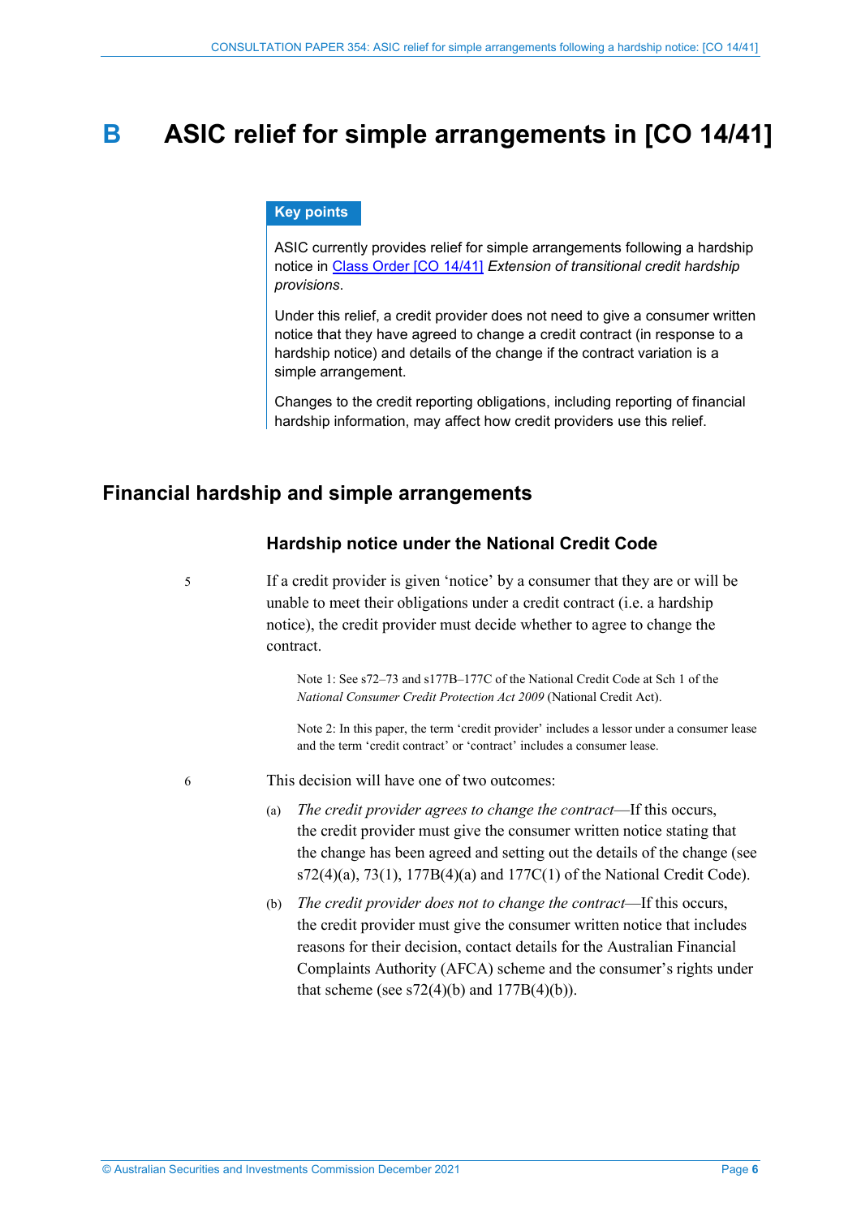# B ASIC relief for simple arrangements in [CO 14/41]

**Key points**

ASIC currently provides relief for simple arrangements following a hardship notice in Class Order [CO 14/41] *Extension of transitional credit hardship provisions*.

Under this relief, a credit provider does not need to give a consumer written notice that they have agreed to change a credit contract (in response to a hardship notice) and details of the change if the contract variation is a simple arrangement.

Changes to the credit reporting obligations, including reporting of financial hardship information, may affect how credit providers use this relief.

## Financial hardship and simple arrangements

### Hardship notice under the National Credit Code

5 If a credit provider is given 'notice' by a consumer that they are or will be unable to meet their obligations under a credit contract (i.e. a hardship notice), the credit provider must decide whether to agree to change the contract.

Note 1: See s72–73 and s177B–177C of the National Credit Code at Sch 1 of the *National Consumer Credit Protection Act 2009* (National Credit Act).

Note 2: In this paper, the term 'credit provider' includes a lessor under a consumer lease and the term 'credit contract' or 'contract' includes a consumer lease.

6 This decision will have one of two outcomes:

(a) *The credit provider agrees to change the contract*—If this occurs, the credit provider must give the consumer written notice stating that the change has been agreed and setting out the details of the change (see s72(4)(a), 73(1), 177B(4)(a) and 177C(1) of the National Credit Code).

(b) *The credit provider does not to change the contract*—If this occurs, the credit provider must give the consumer written notice that includes reasons for their decision, contact details for the Australian Financial Complaints Authority (AFCA) scheme and the consumer's rights under that scheme (see s72(4)(b) and 177B(4)(b)).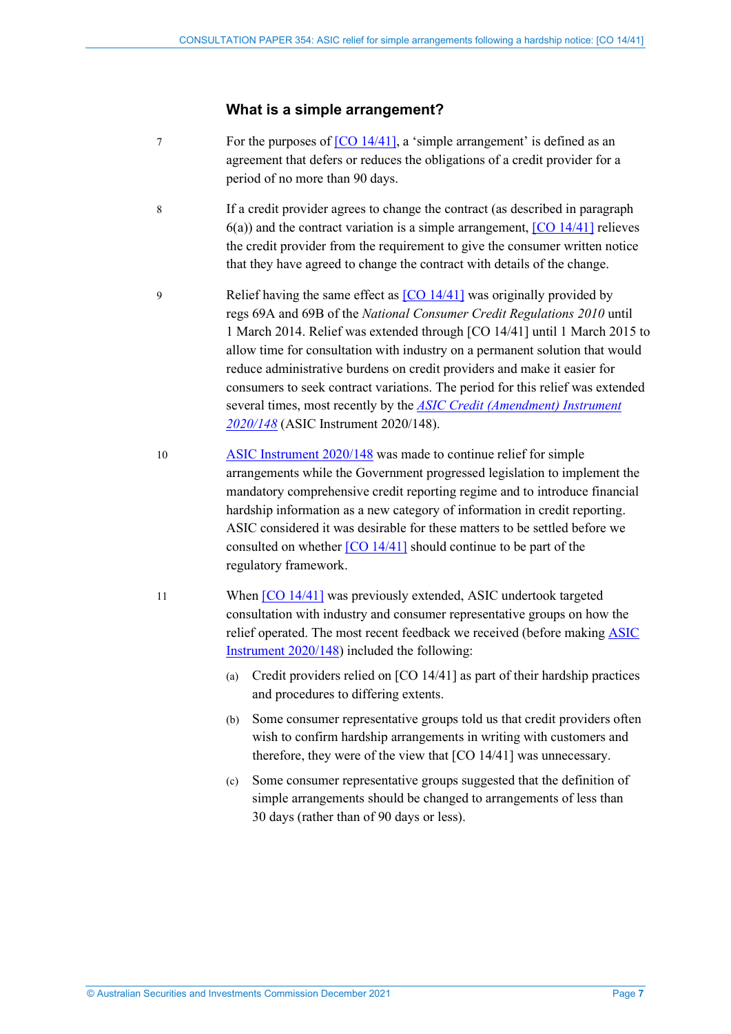## What is a simple arrangement?

7 For the purposes of [CO 14/41], a 'simple arrangement' is defined as an agreement that defers or reduces the obligations of a credit provider for a period of no more than 90 days.

8 If a credit provider agrees to change the contract (as described in paragraph 6(a)) and the contract variation is a simple arrangement, [CO 14/41] relieves the credit provider from the requirement to give the consumer written notice that they have agreed to change the contract with details of the change.

9 Relief having the same effect as [CO 14/41] was originally provided by regs 69A and 69B of the *National Consumer Credit Regulations 2010* until 1 March 2014. Relief was extended through [CO 14/41] until 1 March 2015 to allow time for consultation with industry on a permanent solution that would reduce administrative burdens on credit providers and make it easier for consumers to seek contract variations. The period for this relief was extended several times, most recently by the *ASIC Credit (Amendment) Instrument 2020/148* (ASIC Instrument 2020/148).

10 ASIC Instrument 2020/148 was made to continue relief for simple arrangements while the Government progressed legislation to implement the mandatory comprehensive credit reporting regime and to introduce financial hardship information as a new category of information in credit reporting. ASIC considered it was desirable for these matters to be settled before we consulted on whether [CO 14/41] should continue to be part of the regulatory framework.

11 When [CO 14/41] was previously extended, ASIC undertook targeted consultation with industry and consumer representative groups on how the relief operated. The most recent feedback we received (before making ASIC Instrument 2020/148) included the following:

(a) Credit providers relied on [CO 14/41] as part of their hardship practices and procedures to differing extents.

(b) Some consumer representative groups told us that credit providers often wish to confirm hardship arrangements in writing with customers and therefore, they were of the view that [CO 14/41] was unnecessary.

(c) Some consumer representative groups suggested that the definition of simple arrangements should be changed to arrangements of less than 30 days (rather than of 90 days or less).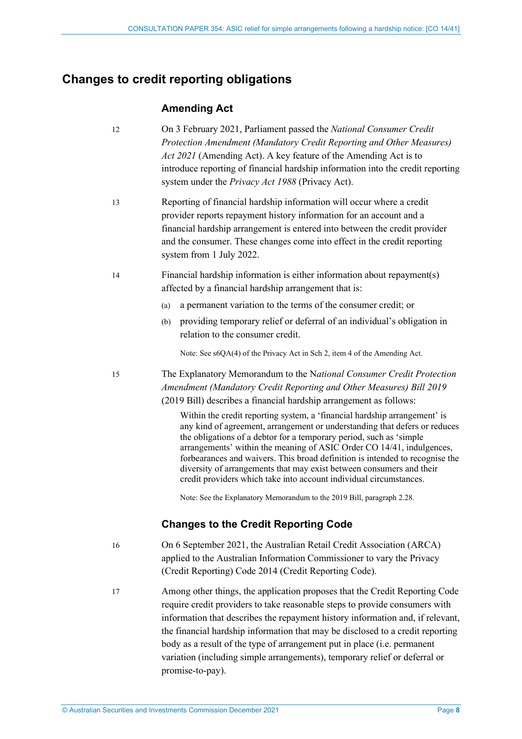## Changes to credit reporting obligations

### Amending Act

12 On 3 February 2021, Parliament passed the *National Consumer Credit Protection Amendment (Mandatory Credit Reporting and Other Measures) Act 2021* (Amending Act). A key feature of the Amending Act is to introduce reporting of financial hardship information into the credit reporting system under the *Privacy Act 1988* (Privacy Act).

13 Reporting of financial hardship information will occur where a credit provider reports repayment history information for an account and a financial hardship arrangement is entered into between the credit provider and the consumer. These changes come into effect in the credit reporting system from 1 July 2022.

14 Financial hardship information is either information about repayment(s) affected by a financial hardship arrangement that is:

(a) a permanent variation to the terms of the consumer credit; or

(b) providing temporary relief or deferral of an individual's obligation in relation to the consumer credit.

Note: See s6QA(4) of the Privacy Act in Sch 2, item 4 of the Amending Act.

15 The Explanatory Memorandum to the N*ational Consumer Credit Protection Amendment (Mandatory Credit Reporting and Other Measures) Bill 2019* (2019 Bill) describes a financial hardship arrangement as follows:

> Within the credit reporting system, a 'financial hardship arrangement' is any kind of agreement, arrangement or understanding that defers or reduces the obligations of a debtor for a temporary period, such as 'simple arrangements' within the meaning of ASIC Order CO 14/41, indulgences, forbearances and waivers. This broad definition is intended to recognise the diversity of arrangements that may exist between consumers and their credit providers which take into account individual circumstances.

Note: See the Explanatory Memorandum to the 2019 Bill, paragraph 2.28.

### Changes to the Credit Reporting Code

16 On 6 September 2021, the Australian Retail Credit Association (ARCA) applied to the Australian Information Commissioner to vary the Privacy (Credit Reporting) Code 2014 (Credit Reporting Code).

17 Among other things, the application proposes that the Credit Reporting Code require credit providers to take reasonable steps to provide consumers with information that describes the repayment history information and, if relevant, the financial hardship information that may be disclosed to a credit reporting body as a result of the type of arrangement put in place (i.e. permanent variation (including simple arrangements), temporary relief or deferral or promise-to-pay).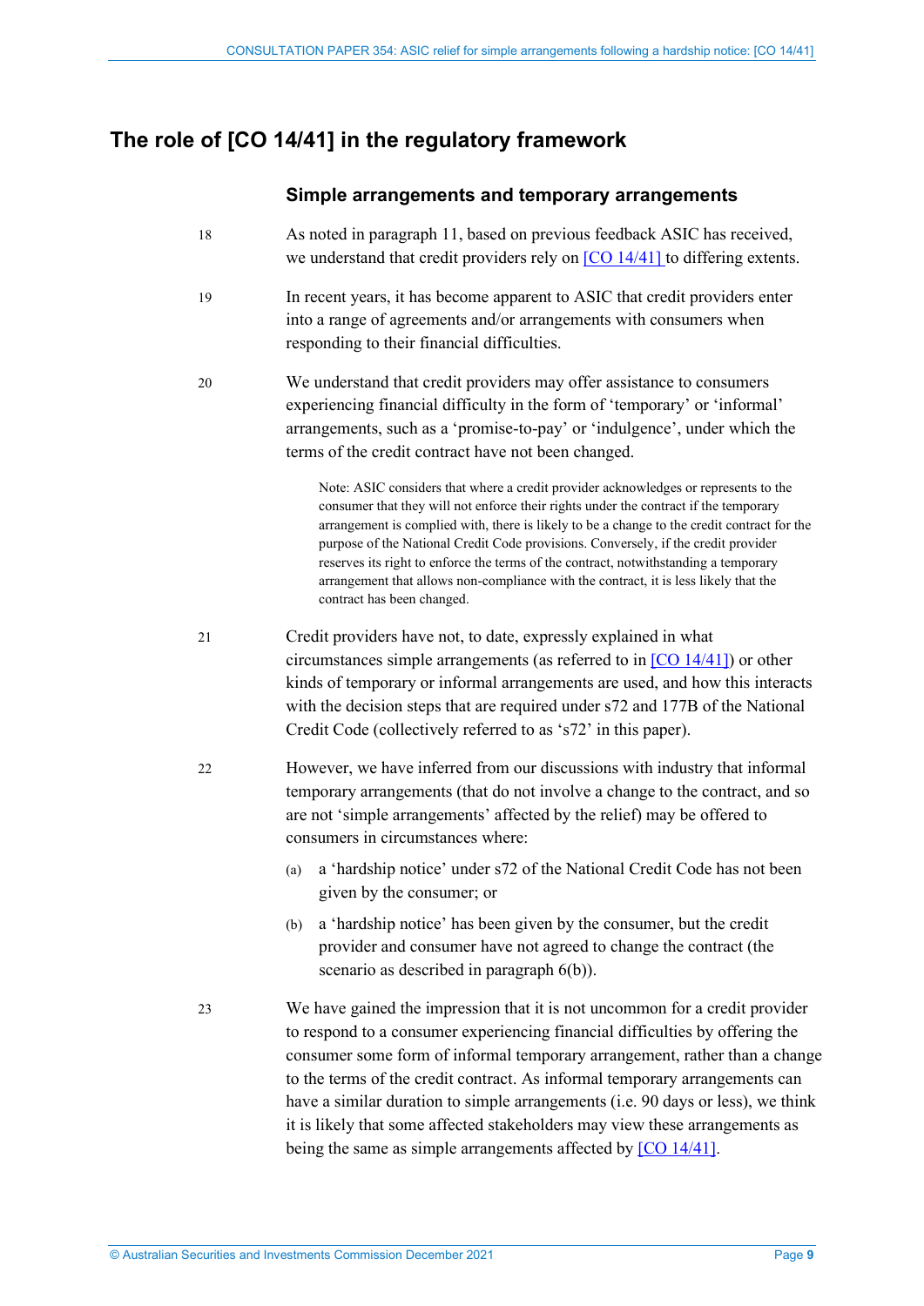## The role of [CO 14/41] in the regulatory framework

### Simple arrangements and temporary arrangements

18 As noted in paragraph 11, based on previous feedback ASIC has received, we understand that credit providers rely on [CO 14/41] to differing extents.

19 In recent years, it has become apparent to ASIC that credit providers enter into a range of agreements and/or arrangements with consumers when responding to their financial difficulties.

20 We understand that credit providers may offer assistance to consumers experiencing financial difficulty in the form of 'temporary' or 'informal' arrangements, such as a 'promise-to-pay' or 'indulgence', under which the terms of the credit contract have not been changed.

> Note: ASIC considers that where a credit provider acknowledges or represents to the consumer that they will not enforce their rights under the contract if the temporary arrangement is complied with, there is likely to be a change to the credit contract for the purpose of the National Credit Code provisions. Conversely, if the credit provider reserves its right to enforce the terms of the contract, notwithstanding a temporary arrangement that allows non-compliance with the contract, it is less likely that the contract has been changed.

21 Credit providers have not, to date, expressly explained in what circumstances simple arrangements (as referred to in [CO 14/41]) or other kinds of temporary or informal arrangements are used, and how this interacts with the decision steps that are required under s72 and 177B of the National Credit Code (collectively referred to as 's72' in this paper).

22 However, we have inferred from our discussions with industry that informal temporary arrangements (that do not involve a change to the contract, and so are not 'simple arrangements' affected by the relief) may be offered to consumers in circumstances where:

(a) a 'hardship notice' under s72 of the National Credit Code has not been given by the consumer; or

(b) a 'hardship notice' has been given by the consumer, but the credit provider and consumer have not agreed to change the contract (the scenario as described in paragraph 6(b)).

23 We have gained the impression that it is not uncommon for a credit provider to respond to a consumer experiencing financial difficulties by offering the consumer some form of informal temporary arrangement, rather than a change to the terms of the credit contract. As informal temporary arrangements can have a similar duration to simple arrangements (i.e. 90 days or less), we think it is likely that some affected stakeholders may view these arrangements as being the same as simple arrangements affected by [CO 14/41].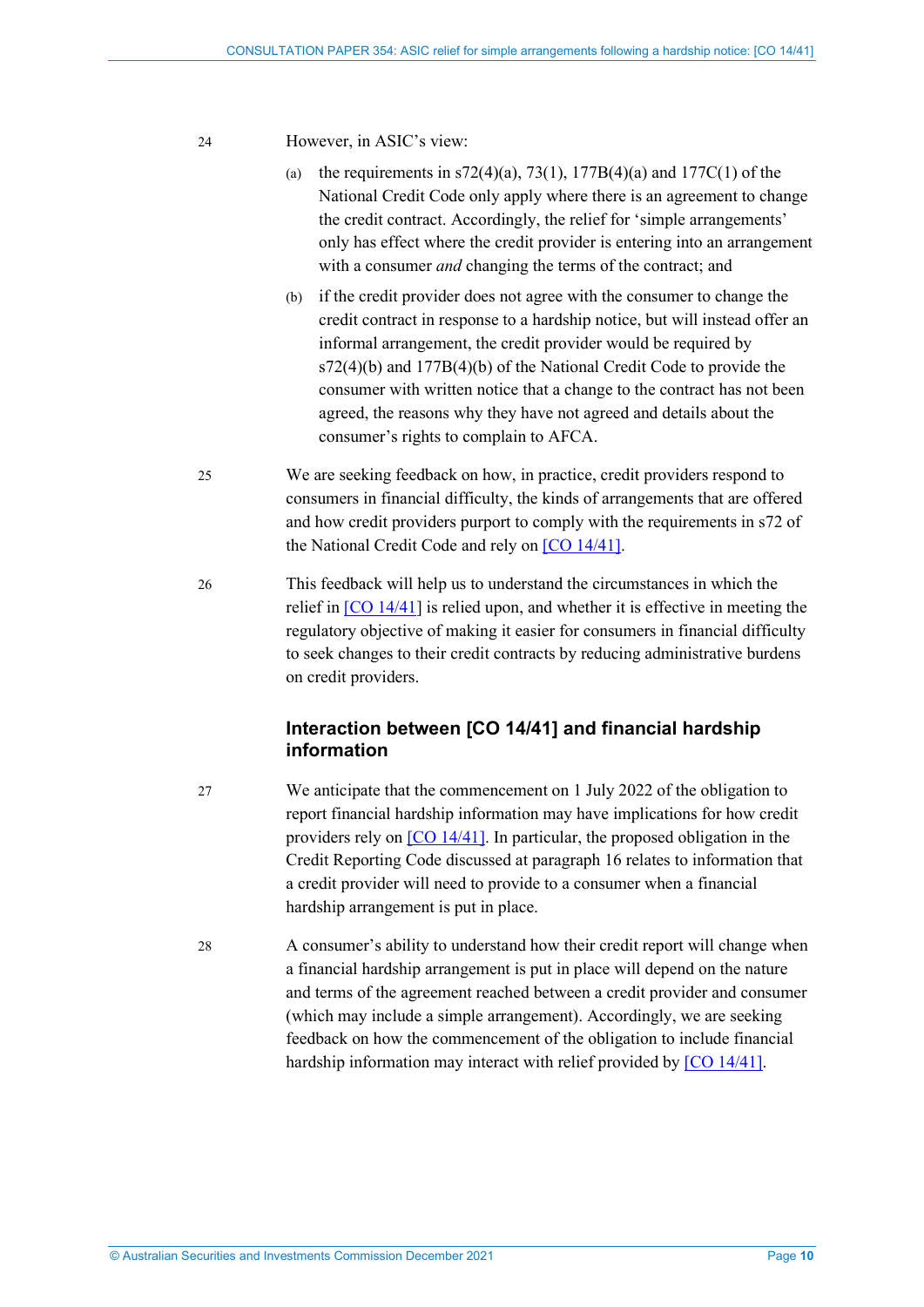24 However, in ASIC's view:

(a) the requirements in s72(4)(a), 73(1), 177B(4)(a) and 177C(1) of the National Credit Code only apply where there is an agreement to change the credit contract. Accordingly, the relief for 'simple arrangements' only has effect where the credit provider is entering into an arrangement with a consumer *and* changing the terms of the contract; and

(b) if the credit provider does not agree with the consumer to change the credit contract in response to a hardship notice, but will instead offer an informal arrangement, the credit provider would be required by s72(4)(b) and 177B(4)(b) of the National Credit Code to provide the consumer with written notice that a change to the contract has not been agreed, the reasons why they have not agreed and details about the consumer's rights to complain to AFCA.

25 We are seeking feedback on how, in practice, credit providers respond to consumers in financial difficulty, the kinds of arrangements that are offered and how credit providers purport to comply with the requirements in s72 of the National Credit Code and rely on [CO 14/41].

26 This feedback will help us to understand the circumstances in which the relief in [CO 14/41] is relied upon, and whether it is effective in meeting the regulatory objective of making it easier for consumers in financial difficulty to seek changes to their credit contracts by reducing administrative burdens on credit providers.

## Interaction between [CO 14/41] and financial hardship information

27 We anticipate that the commencement on 1 July 2022 of the obligation to report financial hardship information may have implications for how credit providers rely on [CO 14/41]. In particular, the proposed obligation in the Credit Reporting Code discussed at paragraph 16 relates to information that a credit provider will need to provide to a consumer when a financial hardship arrangement is put in place.

28 A consumer's ability to understand how their credit report will change when a financial hardship arrangement is put in place will depend on the nature and terms of the agreement reached between a credit provider and consumer (which may include a simple arrangement). Accordingly, we are seeking feedback on how the commencement of the obligation to include financial hardship information may interact with relief provided by [CO 14/41].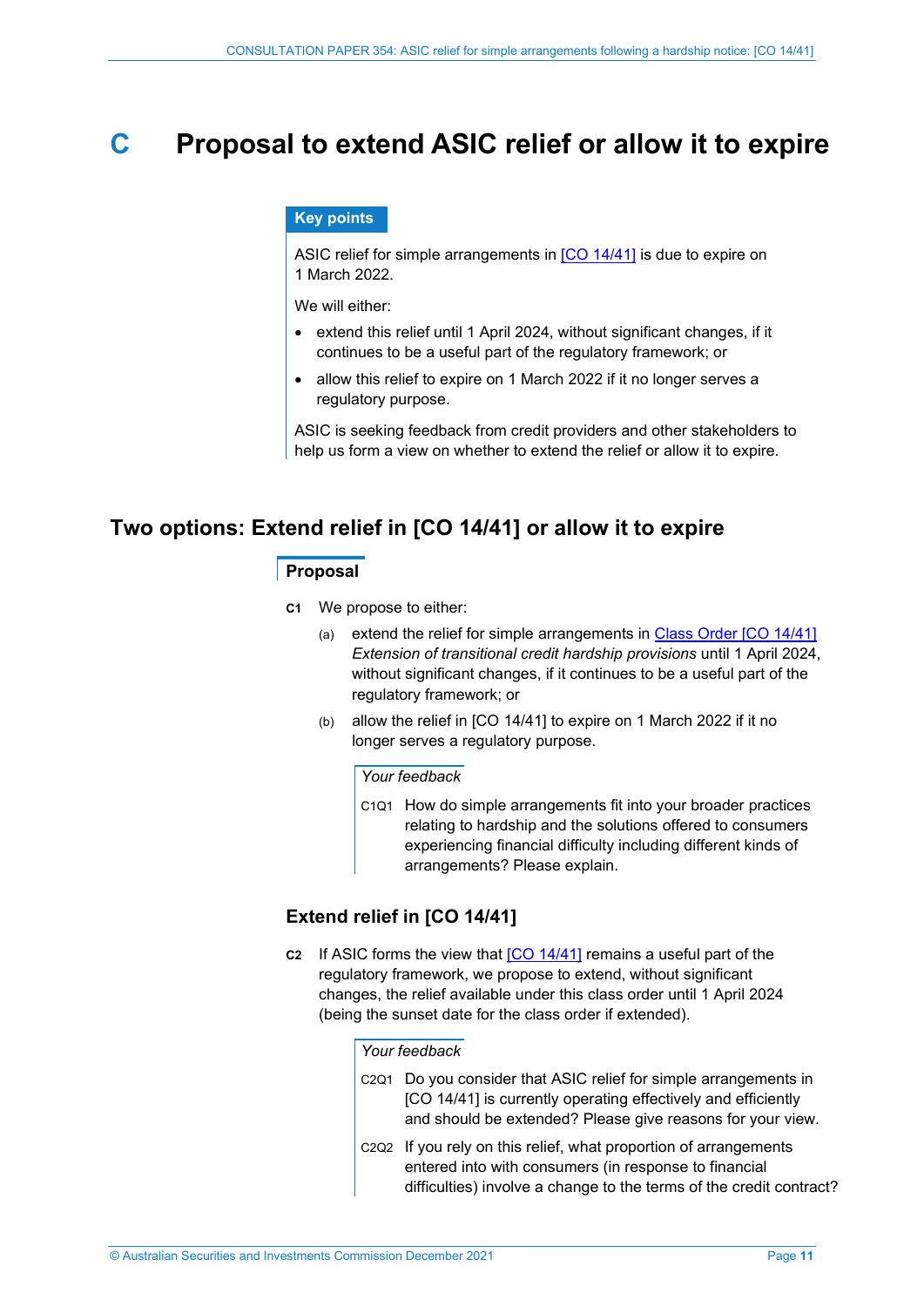# C Proposal to extend ASIC relief or allow it to expire

**Key points**

ASIC relief for simple arrangements in [CO 14/41] is due to expire on 1 March 2022.

We will either:

- extend this relief until 1 April 2024, without significant changes, if it continues to be a useful part of the regulatory framework; or
- allow this relief to expire on 1 March 2022 if it no longer serves a regulatory purpose.

ASIC is seeking feedback from credit providers and other stakeholders to help us form a view on whether to extend the relief or allow it to expire.

## Two options: Extend relief in [CO 14/41] or allow it to expire

### Proposal

**C1** We propose to either:

(a) extend the relief for simple arrangements in Class Order [CO 14/41] *Extension of transitional credit hardship provisions* until 1 April 2024, without significant changes, if it continues to be a useful part of the regulatory framework; or

(b) allow the relief in [CO 14/41] to expire on 1 March 2022 if it no longer serves a regulatory purpose.

*Your feedback*

C1Q1 How do simple arrangements fit into your broader practices relating to hardship and the solutions offered to consumers experiencing financial difficulty including different kinds of arrangements? Please explain.

### Extend relief in [CO 14/41]

**C2** If ASIC forms the view that [CO 14/41] remains a useful part of the regulatory framework, we propose to extend, without significant changes, the relief available under this class order until 1 April 2024 (being the sunset date for the class order if extended).

*Your feedback*

C2Q1 Do you consider that ASIC relief for simple arrangements in [CO 14/41] is currently operating effectively and efficiently and should be extended? Please give reasons for your view.

C2Q2 If you rely on this relief, what proportion of arrangements entered into with consumers (in response to financial difficulties) involve a change to the terms of the credit contract?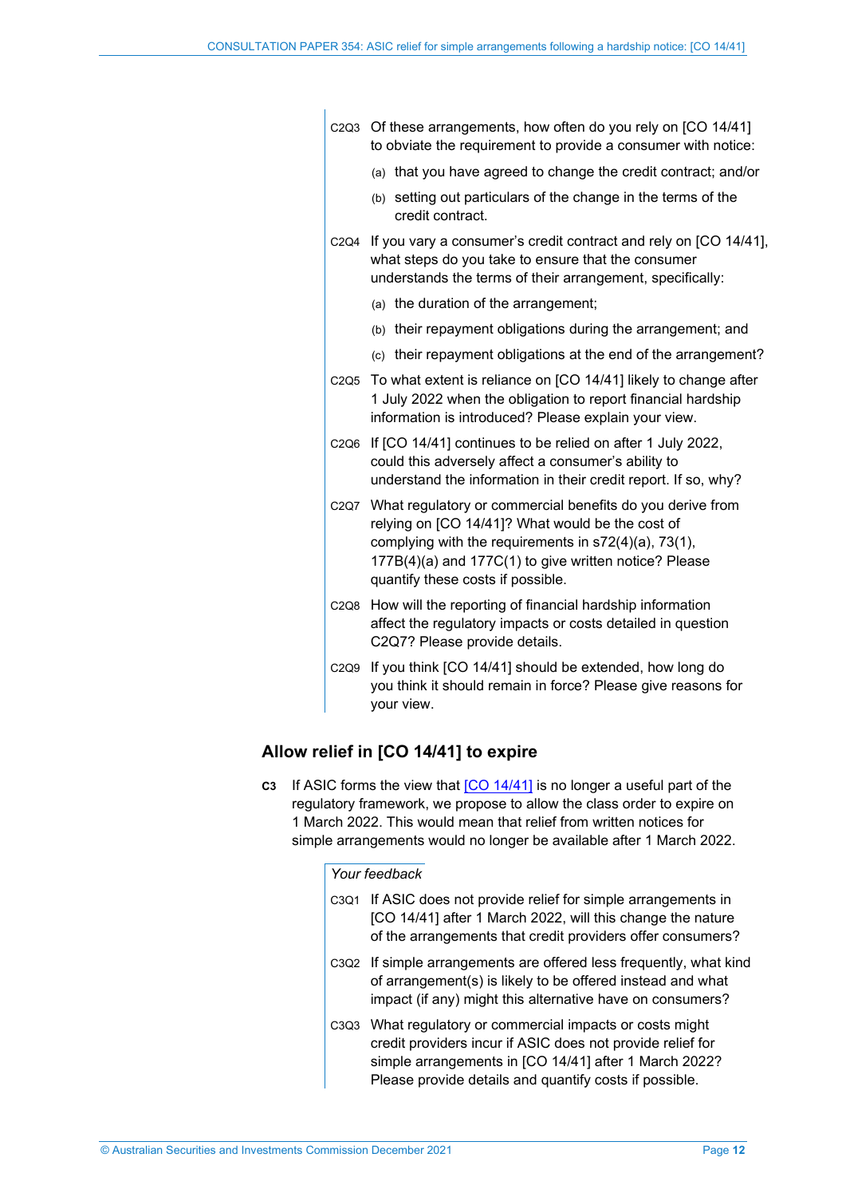C2Q3 Of these arrangements, how often do you rely on [CO 14/41] to obviate the requirement to provide a consumer with notice:

(a) that you have agreed to change the credit contract; and/or

(b) setting out particulars of the change in the terms of the credit contract.

C2Q4 If you vary a consumer's credit contract and rely on [CO 14/41], what steps do you take to ensure that the consumer understands the terms of their arrangement, specifically:

(a) the duration of the arrangement;

(b) their repayment obligations during the arrangement; and

(c) their repayment obligations at the end of the arrangement?

C2Q5 To what extent is reliance on [CO 14/41] likely to change after 1 July 2022 when the obligation to report financial hardship information is introduced? Please explain your view.

C2Q6 If [CO 14/41] continues to be relied on after 1 July 2022, could this adversely affect a consumer's ability to understand the information in their credit report. If so, why?

C2Q7 What regulatory or commercial benefits do you derive from relying on [CO 14/41]? What would be the cost of complying with the requirements in s72(4)(a), 73(1), 177B(4)(a) and 177C(1) to give written notice? Please quantify these costs if possible.

C2Q8 How will the reporting of financial hardship information affect the regulatory impacts or costs detailed in question C2Q7? Please provide details.

C2Q9 If you think [CO 14/41] should be extended, how long do you think it should remain in force? Please give reasons for your view.

## Allow relief in [CO 14/41] to expire

**C3** If ASIC forms the view that [CO 14/41] is no longer a useful part of the regulatory framework, we propose to allow the class order to expire on 1 March 2022. This would mean that relief from written notices for simple arrangements would no longer be available after 1 March 2022.

*Your feedback*

C3Q1 If ASIC does not provide relief for simple arrangements in [CO 14/41] after 1 March 2022, will this change the nature of the arrangements that credit providers offer consumers?

C3Q2 If simple arrangements are offered less frequently, what kind of arrangement(s) is likely to be offered instead and what impact (if any) might this alternative have on consumers?

C3Q3 What regulatory or commercial impacts or costs might credit providers incur if ASIC does not provide relief for simple arrangements in [CO 14/41] after 1 March 2022? Please provide details and quantify costs if possible.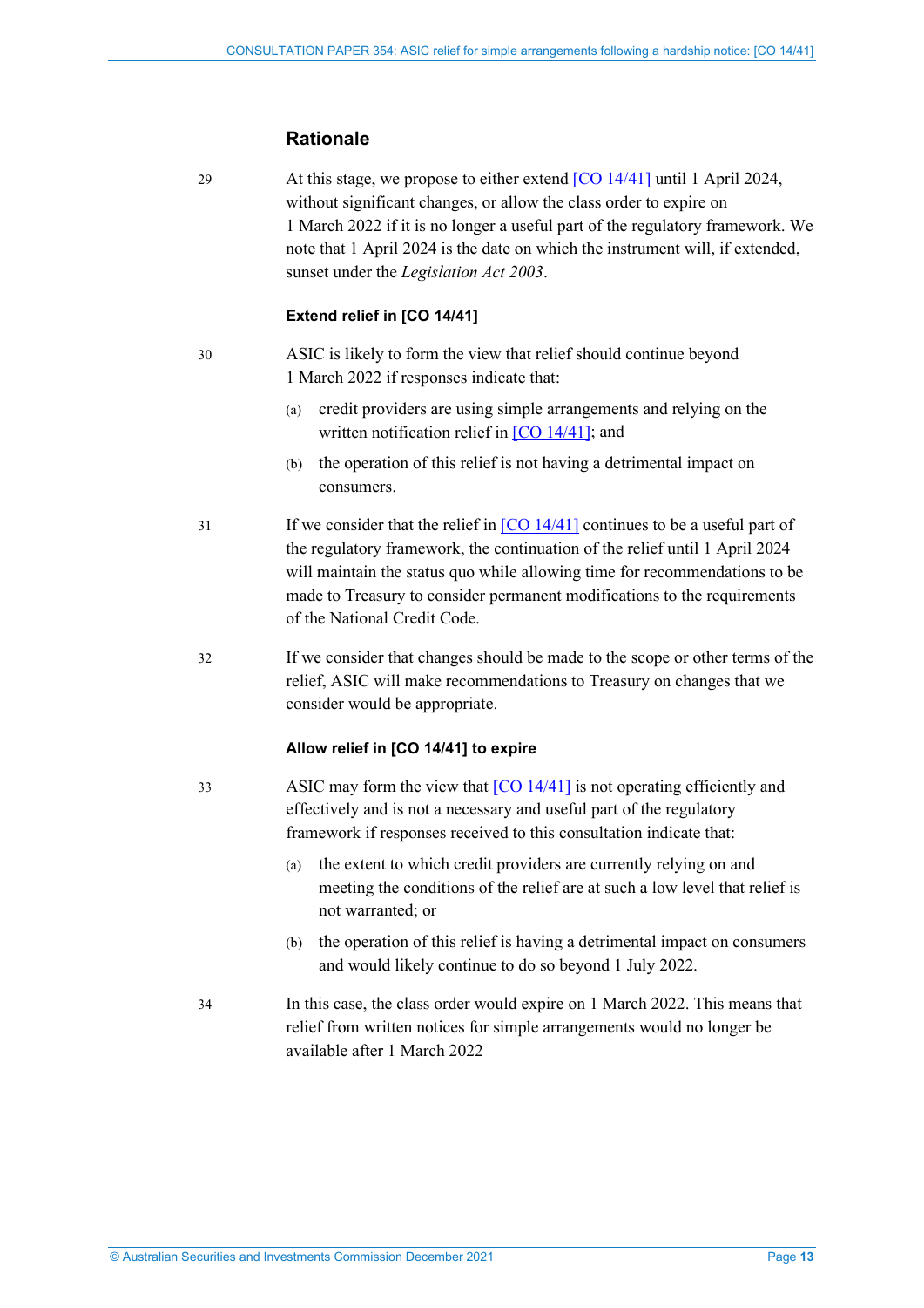## Rationale

29 At this stage, we propose to either extend [CO 14/41] until 1 April 2024, without significant changes, or allow the class order to expire on 1 March 2022 if it is no longer a useful part of the regulatory framework. We note that 1 April 2024 is the date on which the instrument will, if extended, sunset under the *Legislation Act 2003*.

### Extend relief in [CO 14/41]

30 ASIC is likely to form the view that relief should continue beyond 1 March 2022 if responses indicate that:

(a) credit providers are using simple arrangements and relying on the written notification relief in [CO 14/41]; and

(b) the operation of this relief is not having a detrimental impact on consumers.

31 If we consider that the relief in [CO 14/41] continues to be a useful part of the regulatory framework, the continuation of the relief until 1 April 2024 will maintain the status quo while allowing time for recommendations to be made to Treasury to consider permanent modifications to the requirements of the National Credit Code.

32 If we consider that changes should be made to the scope or other terms of the relief, ASIC will make recommendations to Treasury on changes that we consider would be appropriate.

### Allow relief in [CO 14/41] to expire

33 ASIC may form the view that [CO 14/41] is not operating efficiently and effectively and is not a necessary and useful part of the regulatory framework if responses received to this consultation indicate that:

(a) the extent to which credit providers are currently relying on and meeting the conditions of the relief are at such a low level that relief is not warranted; or

(b) the operation of this relief is having a detrimental impact on consumers and would likely continue to do so beyond 1 July 2022.

34 In this case, the class order would expire on 1 March 2022. This means that relief from written notices for simple arrangements would no longer be available after 1 March 2022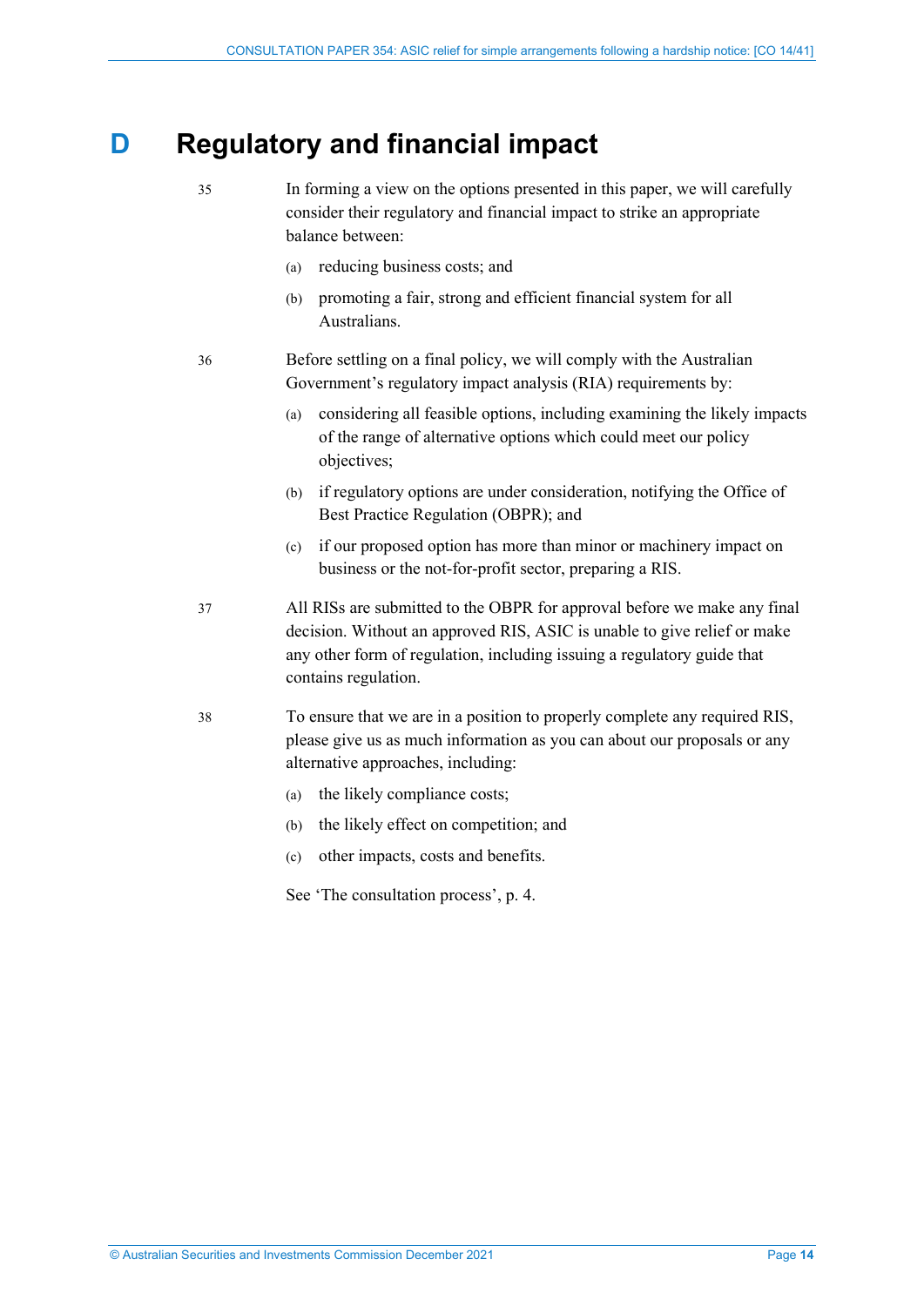# D Regulatory and financial impact

35 In forming a view on the options presented in this paper, we will carefully consider their regulatory and financial impact to strike an appropriate balance between:

(a) reducing business costs; and

(b) promoting a fair, strong and efficient financial system for all Australians.

36 Before settling on a final policy, we will comply with the Australian Government's regulatory impact analysis (RIA) requirements by:

(a) considering all feasible options, including examining the likely impacts of the range of alternative options which could meet our policy objectives;

(b) if regulatory options are under consideration, notifying the Office of Best Practice Regulation (OBPR); and

(c) if our proposed option has more than minor or machinery impact on business or the not-for-profit sector, preparing a RIS.

37 All RISs are submitted to the OBPR for approval before we make any final decision. Without an approved RIS, ASIC is unable to give relief or make any other form of regulation, including issuing a regulatory guide that contains regulation.

38 To ensure that we are in a position to properly complete any required RIS, please give us as much information as you can about our proposals or any alternative approaches, including:

(a) the likely compliance costs;

(b) the likely effect on competition; and

(c) other impacts, costs and benefits.

See 'The consultation process', p. 4.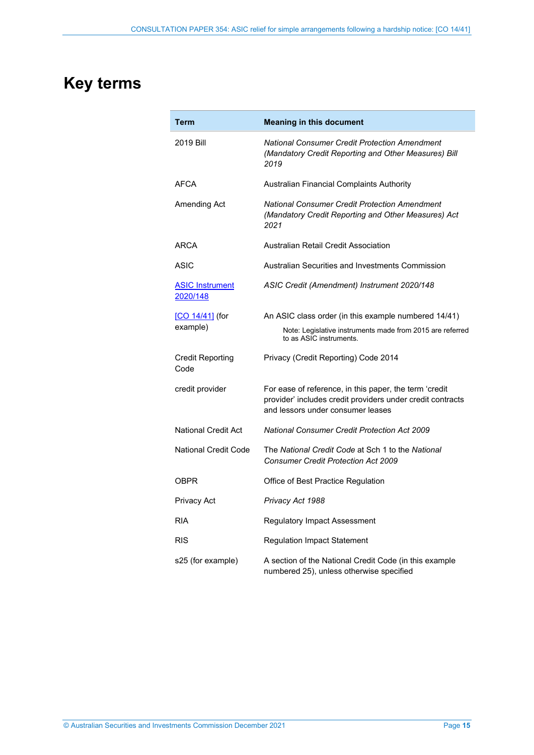# Key terms

| Term | Meaning in this document |
| --- | --- |
| 2019 Bill | *National Consumer Credit Protection Amendment (Mandatory Credit Reporting and Other Measures) Bill 2019* |
| AFCA | Australian Financial Complaints Authority |
| Amending Act | *National Consumer Credit Protection Amendment (Mandatory Credit Reporting and Other Measures) Act 2021* |
| ARCA | Australian Retail Credit Association |
| ASIC | Australian Securities and Investments Commission |
| ASIC Instrument 2020/148 | *ASIC Credit (Amendment) Instrument 2020/148* |
| [CO 14/41] (for example) | An ASIC class order (in this example numbered 14/41)<br>Note: Legislative instruments made from 2015 are referred to as ASIC instruments. |
| Credit Reporting Code | Privacy (Credit Reporting) Code 2014 |
| credit provider | For ease of reference, in this paper, the term 'credit provider' includes credit providers under credit contracts and lessors under consumer leases |
| National Credit Act | *National Consumer Credit Protection Act 2009* |
| National Credit Code | The *National Credit Code* at Sch 1 to the *National Consumer Credit Protection Act 2009* |
| OBPR | Office of Best Practice Regulation |
| Privacy Act | *Privacy Act 1988* |
| RIA | Regulatory Impact Assessment |
| RIS | Regulation Impact Statement |
| s25 (for example) | A section of the National Credit Code (in this example numbered 25), unless otherwise specified |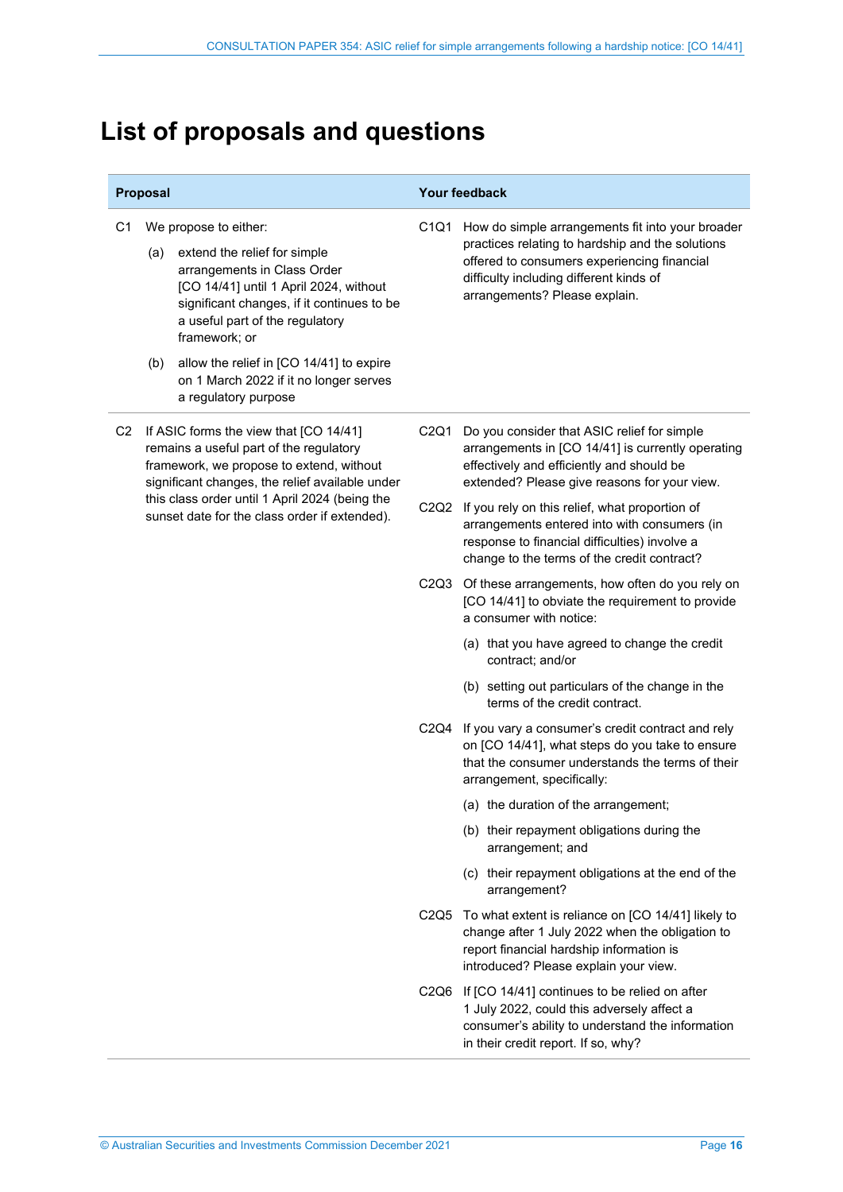# List of proposals and questions

| Proposal | Your feedback |
|---|---|
| C1 We propose to either:<br>(a) extend the relief for simple arrangements in Class Order [CO 14/41] until 1 April 2024, without significant changes, if it continues to be a useful part of the regulatory framework; or<br>(b) allow the relief in [CO 14/41] to expire on 1 March 2022 if it no longer serves a regulatory purpose | C1Q1 How do simple arrangements fit into your broader practices relating to hardship and the solutions offered to consumers experiencing financial difficulty including different kinds of arrangements? Please explain. |
| C2 If ASIC forms the view that [CO 14/41] remains a useful part of the regulatory framework, we propose to extend, without significant changes, the relief available under this class order until 1 April 2024 (being the sunset date for the class order if extended). | C2Q1 Do you consider that ASIC relief for simple arrangements in [CO 14/41] is currently operating effectively and efficiently and should be extended? Please give reasons for your view.<br>C2Q2 If you rely on this relief, what proportion of arrangements entered into with consumers (in response to financial difficulties) involve a change to the terms of the credit contract?<br>C2Q3 Of these arrangements, how often do you rely on [CO 14/41] to obviate the requirement to provide a consumer with notice:<br>(a) that you have agreed to change the credit contract; and/or<br>(b) setting out particulars of the change in the terms of the credit contract.<br>C2Q4 If you vary a consumer's credit contract and rely on [CO 14/41], what steps do you take to ensure that the consumer understands the terms of their arrangement, specifically:<br>(a) the duration of the arrangement;<br>(b) their repayment obligations during the arrangement; and<br>(c) their repayment obligations at the end of the arrangement?<br>C2Q5 To what extent is reliance on [CO 14/41] likely to change after 1 July 2022 when the obligation to report financial hardship information is introduced? Please explain your view.<br>C2Q6 If [CO 14/41] continues to be relied on after 1 July 2022, could this adversely affect a consumer's ability to understand the information in their credit report. If so, why? |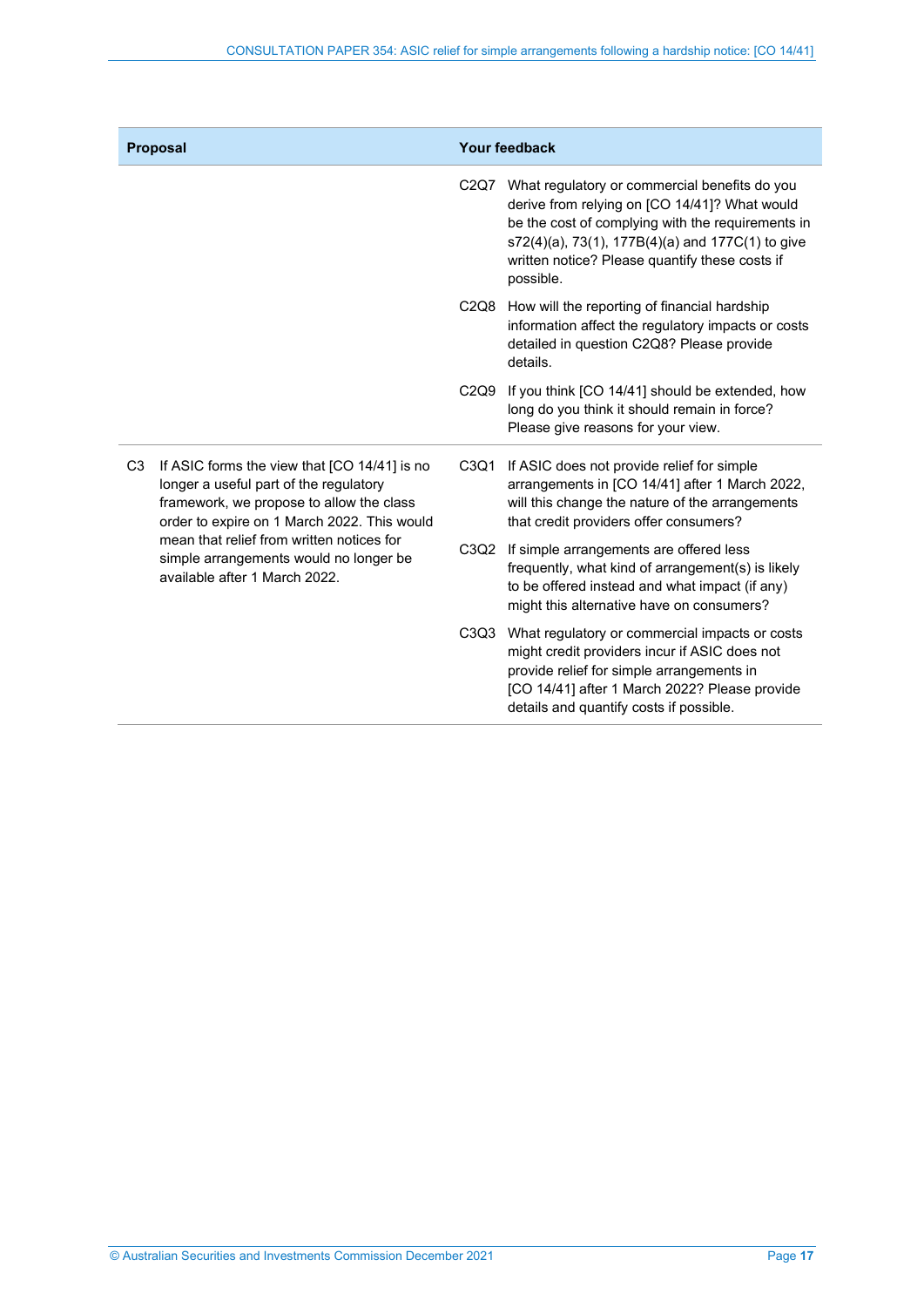| Proposal | Your feedback |
| --- | --- |
| | C2Q7 What regulatory or commercial benefits do you derive from relying on [CO 14/41]? What would be the cost of complying with the requirements in s72(4)(a), 73(1), 177B(4)(a) and 177C(1) to give written notice? Please quantify these costs if possible.<br><br>C2Q8 How will the reporting of financial hardship information affect the regulatory impacts or costs detailed in question C2Q8? Please provide details.<br><br>C2Q9 If you think [CO 14/41] should be extended, how long do you think it should remain in force? Please give reasons for your view. |
| C3 If ASIC forms the view that [CO 14/41] is no longer a useful part of the regulatory framework, we propose to allow the class order to expire on 1 March 2022. This would mean that relief from written notices for simple arrangements would no longer be available after 1 March 2022. | C3Q1 If ASIC does not provide relief for simple arrangements in [CO 14/41] after 1 March 2022, will this change the nature of the arrangements that credit providers offer consumers?<br><br>C3Q2 If simple arrangements are offered less frequently, what kind of arrangement(s) is likely to be offered instead and what impact (if any) might this alternative have on consumers?<br><br>C3Q3 What regulatory or commercial impacts or costs might credit providers incur if ASIC does not provide relief for simple arrangements in [CO 14/41] after 1 March 2022? Please provide details and quantify costs if possible. |